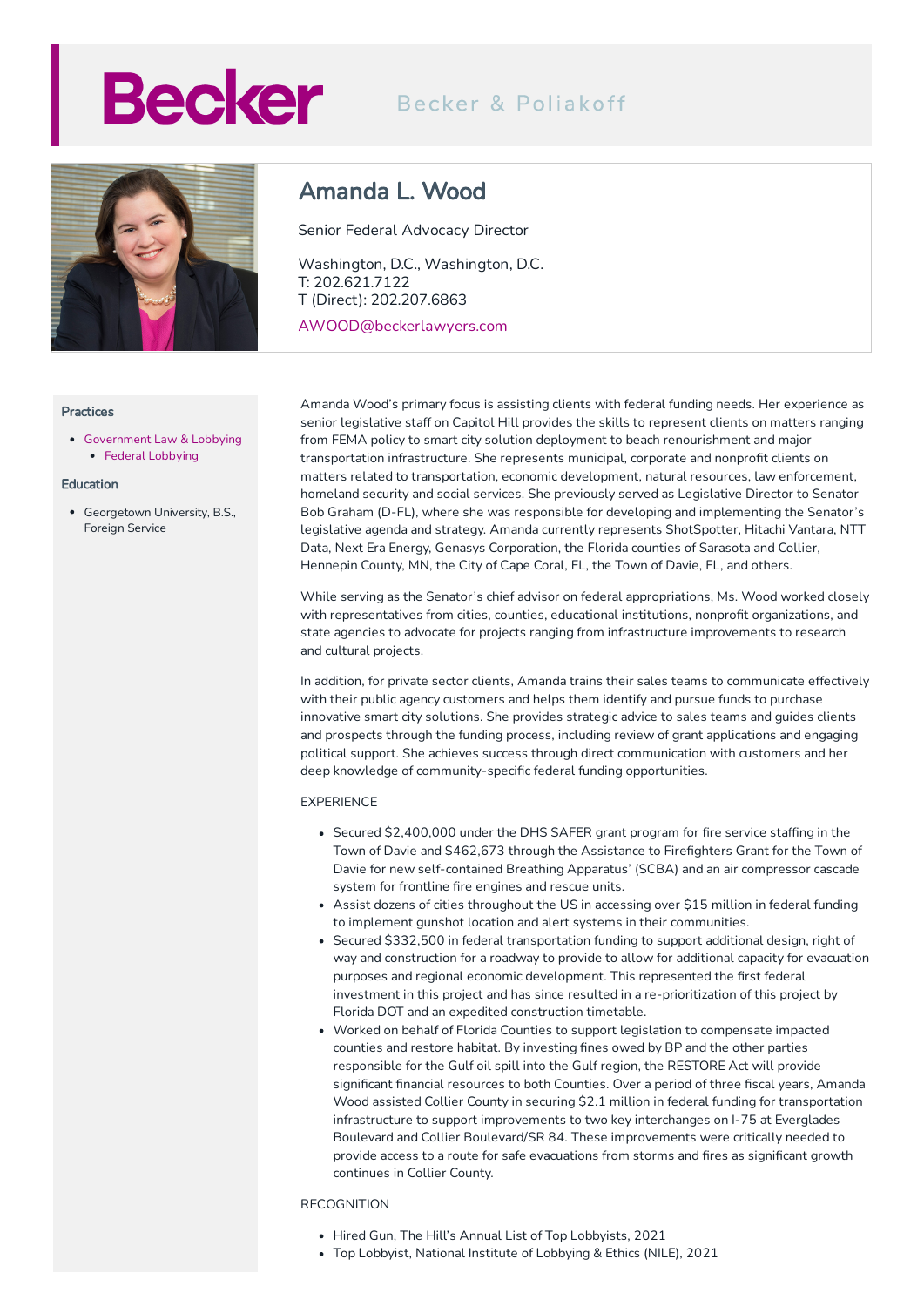Becker | Becker & Poliakoff

# Amanda L. Wood

Senior Federal Advocacy Director

Washington, D.C., Washington, D.C.
T: 202.621.7122
T (Direct): 202.207.6863

AWOOD@beckerlawyers.com

### Practices

- Government Law & Lobbying
  - Federal Lobbying

### Education

- Georgetown University, B.S., Foreign Service

Amanda Wood's primary focus is assisting clients with federal funding needs. Her experience as senior legislative staff on Capitol Hill provides the skills to represent clients on matters ranging from FEMA policy to smart city solution deployment to beach renourishment and major transportation infrastructure. She represents municipal, corporate and nonprofit clients on matters related to transportation, economic development, natural resources, law enforcement, homeland security and social services. She previously served as Legislative Director to Senator Bob Graham (D-FL), where she was responsible for developing and implementing the Senator's legislative agenda and strategy. Amanda currently represents ShotSpotter, Hitachi Vantara, NTT Data, Next Era Energy, Genasys Corporation, the Florida counties of Sarasota and Collier, Hennepin County, MN, the City of Cape Coral, FL, the Town of Davie, FL, and others.

While serving as the Senator's chief advisor on federal appropriations, Ms. Wood worked closely with representatives from cities, counties, educational institutions, nonprofit organizations, and state agencies to advocate for projects ranging from infrastructure improvements to research and cultural projects.

In addition, for private sector clients, Amanda trains their sales teams to communicate effectively with their public agency customers and helps them identify and pursue funds to purchase innovative smart city solutions. She provides strategic advice to sales teams and guides clients and prospects through the funding process, including review of grant applications and engaging political support. She achieves success through direct communication with customers and her deep knowledge of community-specific federal funding opportunities.

EXPERIENCE

- Secured $2,400,000 under the DHS SAFER grant program for fire service staffing in the Town of Davie and $462,673 through the Assistance to Firefighters Grant for the Town of Davie for new self-contained Breathing Apparatus' (SCBA) and an air compressor cascade system for frontline fire engines and rescue units.
- Assist dozens of cities throughout the US in accessing over $15 million in federal funding to implement gunshot location and alert systems in their communities.
- Secured $332,500 in federal transportation funding to support additional design, right of way and construction for a roadway to provide to allow for additional capacity for evacuation purposes and regional economic development. This represented the first federal investment in this project and has since resulted in a re-prioritization of this project by Florida DOT and an expedited construction timetable.
- Worked on behalf of Florida Counties to support legislation to compensate impacted counties and restore habitat. By investing fines owed by BP and the other parties responsible for the Gulf oil spill into the Gulf region, the RESTORE Act will provide significant financial resources to both Counties. Over a period of three fiscal years, Amanda Wood assisted Collier County in securing $2.1 million in federal funding for transportation infrastructure to support improvements to two key interchanges on I-75 at Everglades Boulevard and Collier Boulevard/SR 84. These improvements were critically needed to provide access to a route for safe evacuations from storms and fires as significant growth continues in Collier County.

RECOGNITION

- Hired Gun, The Hill's Annual List of Top Lobbyists, 2021
- Top Lobbyist, National Institute of Lobbying & Ethics (NILE), 2021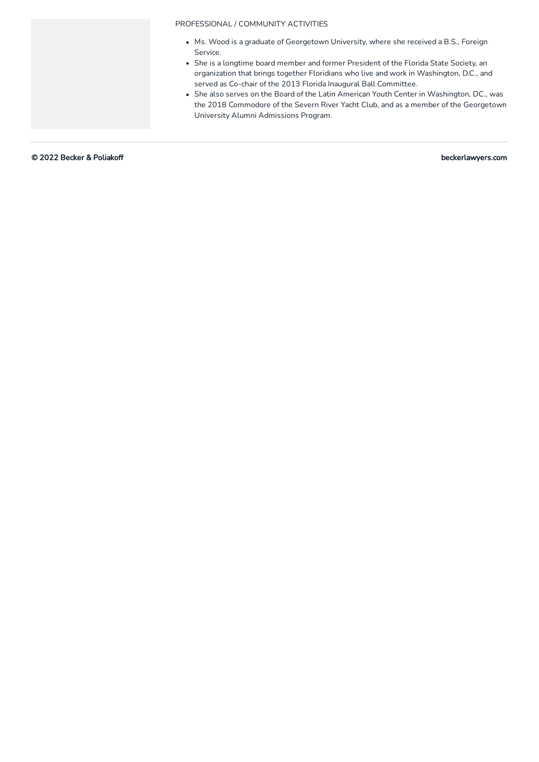PROFESSIONAL / COMMUNITY ACTIVITIES

- Ms. Wood is a graduate of Georgetown University, where she received a B.S., Foreign Service.
- She is a longtime board member and former President of the Florida State Society, an organization that brings together Floridians who live and work in Washington, D.C., and served as Co-chair of the 2013 Florida Inaugural Ball Committee.
- She also serves on the Board of the Latin American Youth Center in Washington, DC., was the 2018 Commodore of the Severn River Yacht Club, and as a member of the Georgetown University Alumni Admissions Program.